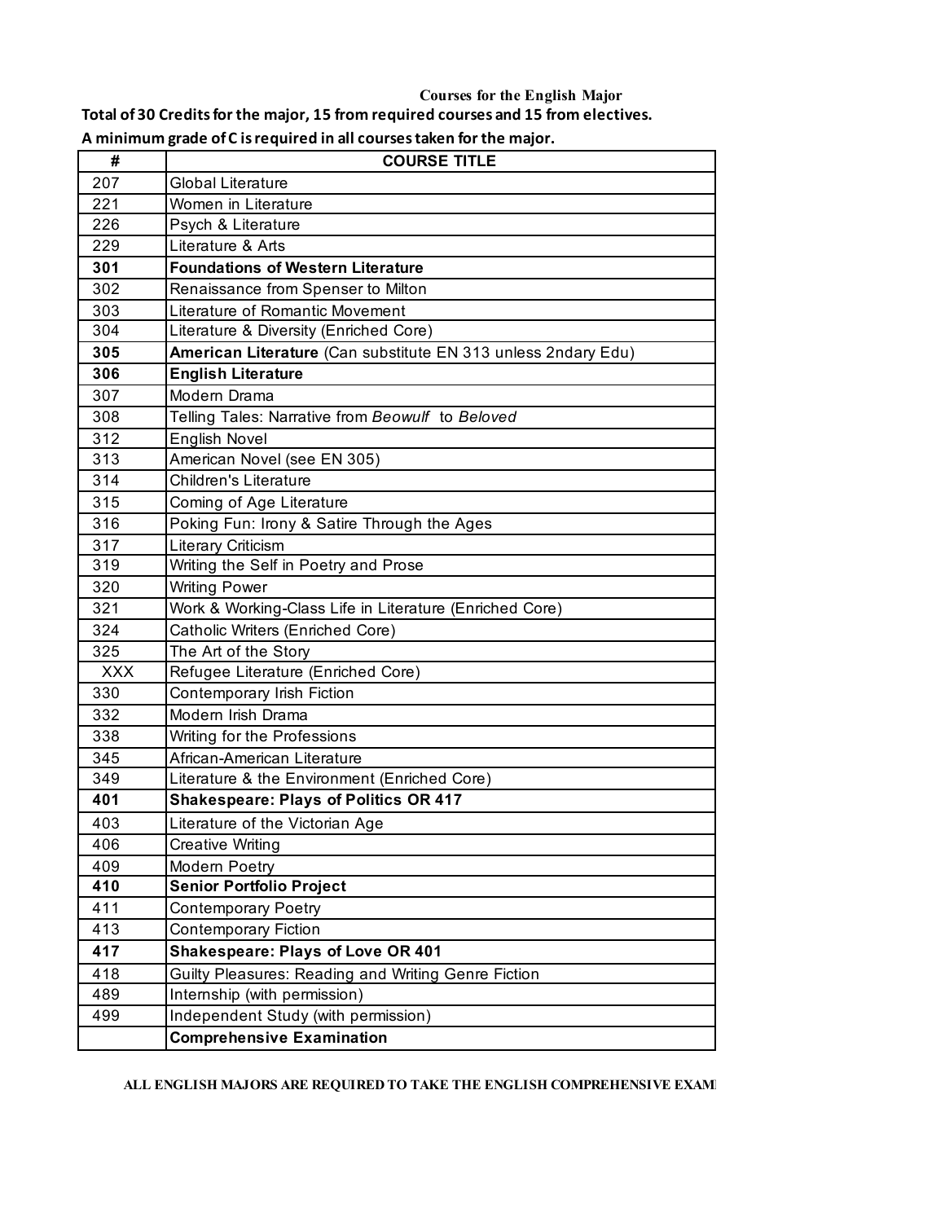# Courses for the English Major

**Total of 30 Credits for the major, 15 from required courses and 15 from electives.**

**A minimum grade of C is required in all courses taken for the major.**

| # | COURSE TITLE |
|---|---|
| 207 | Global Literature |
| 221 | Women in Literature |
| 226 | Psych & Literature |
| 229 | Literature & Arts |
| **301** | **Foundations of Western Literature** |
| 302 | Renaissance from Spenser to Milton |
| 303 | Literature of Romantic Movement |
| 304 | Literature & Diversity (Enriched Core) |
| **305** | **American Literature** (Can substitute EN 313 unless 2ndary Edu) |
| **306** | **English Literature** |
| 307 | Modern Drama |
| 308 | Telling Tales: Narrative from *Beowulf* to *Beloved* |
| 312 | English Novel |
| 313 | American Novel (see EN 305) |
| 314 | Children's Literature |
| 315 | Coming of Age Literature |
| 316 | Poking Fun: Irony & Satire Through the Ages |
| 317 | Literary Criticism |
| 319 | Writing the Self in Poetry and Prose |
| 320 | Writing Power |
| 321 | Work & Working-Class Life in Literature (Enriched Core) |
| 324 | Catholic Writers (Enriched Core) |
| 325 | The Art of the Story |
| XXX | Refugee Literature (Enriched Core) |
| 330 | Contemporary Irish Fiction |
| 332 | Modern Irish Drama |
| 338 | Writing for the Professions |
| 345 | African-American Literature |
| 349 | Literature & the Environment (Enriched Core) |
| **401** | **Shakespeare: Plays of Politics OR 417** |
| 403 | Literature of the Victorian Age |
| 406 | Creative Writing |
| 409 | Modern Poetry |
| **410** | **Senior Portfolio Project** |
| 411 | Contemporary Poetry |
| 413 | Contemporary Fiction |
| **417** | **Shakespeare: Plays of Love OR 401** |
| 418 | Guilty Pleasures: Reading and Writing Genre Fiction |
| 489 | Internship (with permission) |
| 499 | Independent Study (with permission) |
| | **Comprehensive Examination** |

**ALL ENGLISH MAJORS ARE REQUIRED TO TAKE THE ENGLISH COMPREHENSIVE EXAM**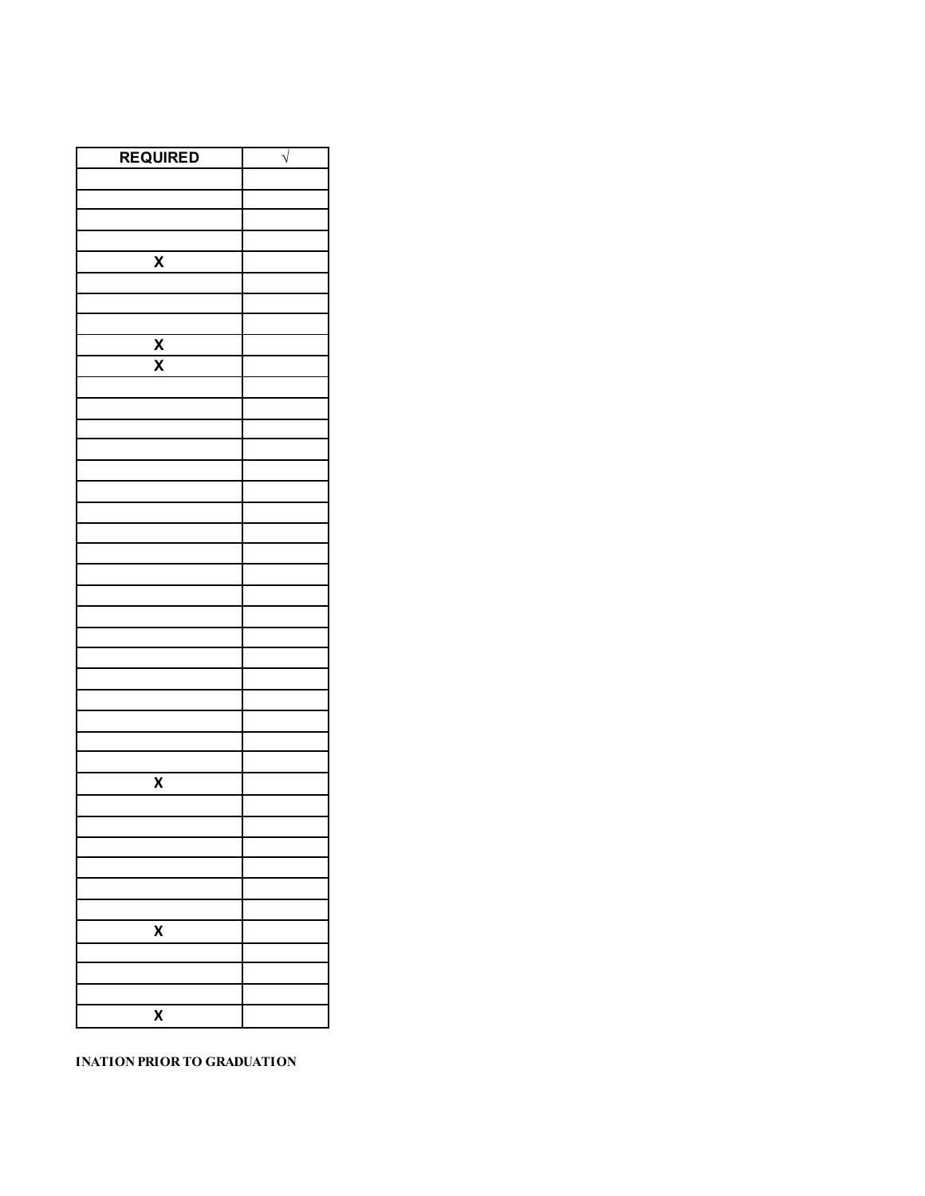| REQUIRED | √ |
|---|---|
| | |
| | |
| | |
| | |
| X | |
| | |
| | |
| | |
| X | |
| X | |
| | |
| | |
| | |
| | |
| | |
| | |
| | |
| | |
| | |
| | |
| | |
| | |
| | |
| | |
| | |
| | |
| | |
| | |
| | |
| X | |
| | |
| | |
| | |
| | |
| | |
| | |
| X | |
| | |
| | |
| | |
| X | |

**INATION PRIOR TO GRADUATION**